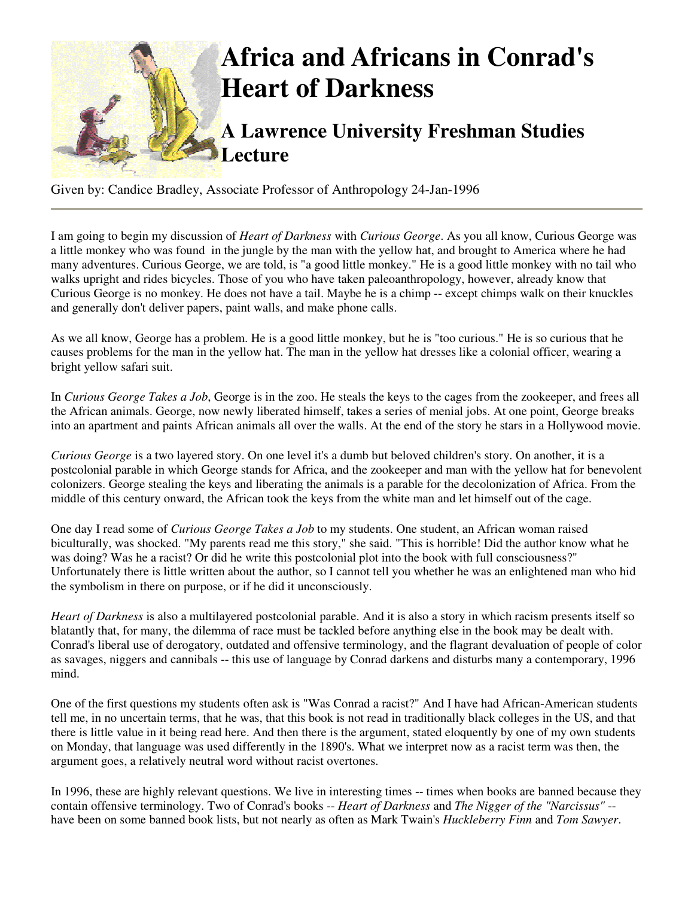# Africa and Africans in Conrad's Heart of Darkness

## A Lawrence University Freshman Studies Lecture

Given by: Candice Bradley, Associate Professor of Anthropology 24-Jan-1996

---

I am going to begin my discussion of *Heart of Darkness* with *Curious George*. As you all know, Curious George was a little monkey who was found in the jungle by the man with the yellow hat, and brought to America where he had many adventures. Curious George, we are told, is "a good little monkey." He is a good little monkey with no tail who walks upright and rides bicycles. Those of you who have taken paleoanthropology, however, already know that Curious George is no monkey. He does not have a tail. Maybe he is a chimp -- except chimps walk on their knuckles and generally don't deliver papers, paint walls, and make phone calls.

As we all know, George has a problem. He is a good little monkey, but he is "too curious." He is so curious that he causes problems for the man in the yellow hat. The man in the yellow hat dresses like a colonial officer, wearing a bright yellow safari suit.

In *Curious George Takes a Job*, George is in the zoo. He steals the keys to the cages from the zookeeper, and frees all the African animals. George, now newly liberated himself, takes a series of menial jobs. At one point, George breaks into an apartment and paints African animals all over the walls. At the end of the story he stars in a Hollywood movie.

*Curious George* is a two layered story. On one level it's a dumb but beloved children's story. On another, it is a postcolonial parable in which George stands for Africa, and the zookeeper and man with the yellow hat for benevolent colonizers. George stealing the keys and liberating the animals is a parable for the decolonization of Africa. From the middle of this century onward, the African took the keys from the white man and let himself out of the cage.

One day I read some of *Curious George Takes a Job* to my students. One student, an African woman raised biculturally, was shocked. "My parents read me this story," she said. "This is horrible! Did the author know what he was doing? Was he a racist? Or did he write this postcolonial plot into the book with full consciousness?" Unfortunately there is little written about the author, so I cannot tell you whether he was an enlightened man who hid the symbolism in there on purpose, or if he did it unconsciously.

*Heart of Darkness* is also a multilayered postcolonial parable. And it is also a story in which racism presents itself so blatantly that, for many, the dilemma of race must be tackled before anything else in the book may be dealt with. Conrad's liberal use of derogatory, outdated and offensive terminology, and the flagrant devaluation of people of color as savages, niggers and cannibals -- this use of language by Conrad darkens and disturbs many a contemporary, 1996 mind.

One of the first questions my students often ask is "Was Conrad a racist?" And I have had African-American students tell me, in no uncertain terms, that he was, that this book is not read in traditionally black colleges in the US, and that there is little value in it being read here. And then there is the argument, stated eloquently by one of my own students on Monday, that language was used differently in the 1890's. What we interpret now as a racist term was then, the argument goes, a relatively neutral word without racist overtones.

In 1996, these are highly relevant questions. We live in interesting times -- times when books are banned because they contain offensive terminology. Two of Conrad's books -- *Heart of Darkness* and *The Nigger of the "Narcissus"* -- have been on some banned book lists, but not nearly as often as Mark Twain's *Huckleberry Finn* and *Tom Sawyer*.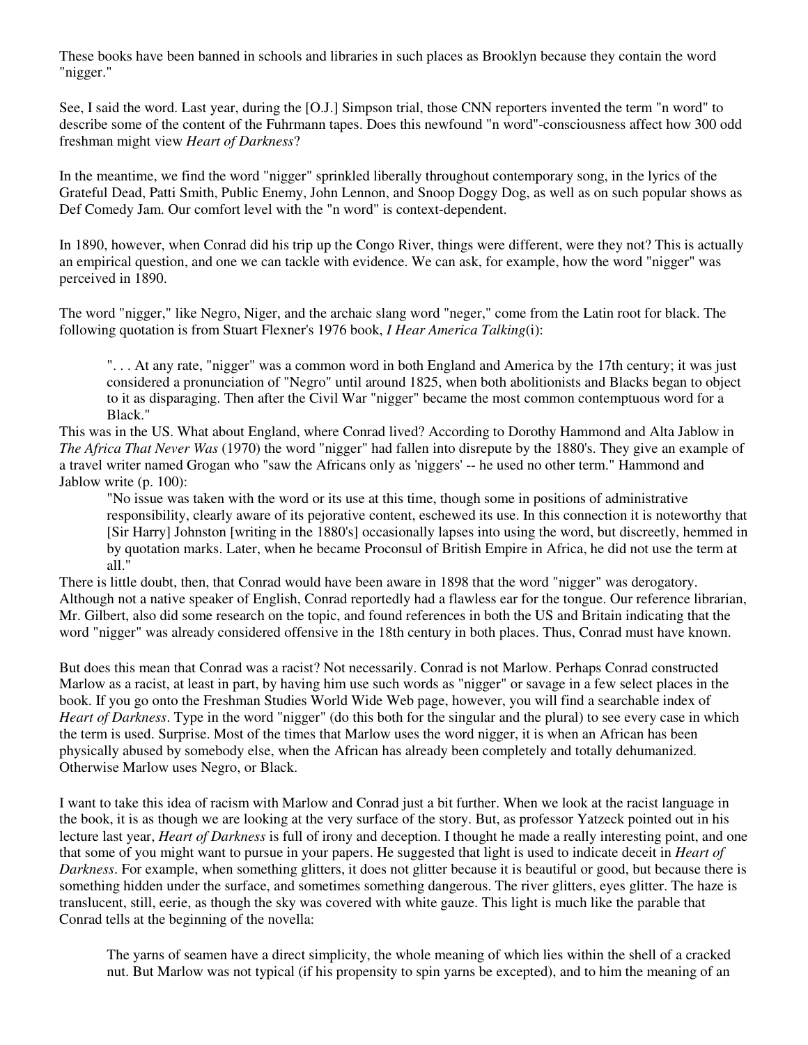These books have been banned in schools and libraries in such places as Brooklyn because they contain the word "nigger."

See, I said the word. Last year, during the [O.J.] Simpson trial, those CNN reporters invented the term "n word" to describe some of the content of the Fuhrmann tapes. Does this newfound "n word"-consciousness affect how 300 odd freshman might view *Heart of Darkness*?

In the meantime, we find the word "nigger" sprinkled liberally throughout contemporary song, in the lyrics of the Grateful Dead, Patti Smith, Public Enemy, John Lennon, and Snoop Doggy Dog, as well as on such popular shows as Def Comedy Jam. Our comfort level with the "n word" is context-dependent.

In 1890, however, when Conrad did his trip up the Congo River, things were different, were they not? This is actually an empirical question, and one we can tackle with evidence. We can ask, for example, how the word "nigger" was perceived in 1890.

The word "nigger," like Negro, Niger, and the archaic slang word "neger," come from the Latin root for black. The following quotation is from Stuart Flexner's 1976 book, *I Hear America Talking*(i):

> ". . . At any rate, "nigger" was a common word in both England and America by the 17th century; it was just considered a pronunciation of "Negro" until around 1825, when both abolitionists and Blacks began to object to it as disparaging. Then after the Civil War "nigger" became the most common contemptuous word for a Black."

This was in the US. What about England, where Conrad lived? According to Dorothy Hammond and Alta Jablow in *The Africa That Never Was* (1970) the word "nigger" had fallen into disrepute by the 1880's. They give an example of a travel writer named Grogan who "saw the Africans only as 'niggers' -- he used no other term." Hammond and Jablow write (p. 100):

> "No issue was taken with the word or its use at this time, though some in positions of administrative responsibility, clearly aware of its pejorative content, eschewed its use. In this connection it is noteworthy that [Sir Harry] Johnston [writing in the 1880's] occasionally lapses into using the word, but discreetly, hemmed in by quotation marks. Later, when he became Proconsul of British Empire in Africa, he did not use the term at all."

There is little doubt, then, that Conrad would have been aware in 1898 that the word "nigger" was derogatory. Although not a native speaker of English, Conrad reportedly had a flawless ear for the tongue. Our reference librarian, Mr. Gilbert, also did some research on the topic, and found references in both the US and Britain indicating that the word "nigger" was already considered offensive in the 18th century in both places. Thus, Conrad must have known.

But does this mean that Conrad was a racist? Not necessarily. Conrad is not Marlow. Perhaps Conrad constructed Marlow as a racist, at least in part, by having him use such words as "nigger" or savage in a few select places in the book. If you go onto the Freshman Studies World Wide Web page, however, you will find a searchable index of *Heart of Darkness*. Type in the word "nigger" (do this both for the singular and the plural) to see every case in which the term is used. Surprise. Most of the times that Marlow uses the word nigger, it is when an African has been physically abused by somebody else, when the African has already been completely and totally dehumanized. Otherwise Marlow uses Negro, or Black.

I want to take this idea of racism with Marlow and Conrad just a bit further. When we look at the racist language in the book, it is as though we are looking at the very surface of the story. But, as professor Yatzeck pointed out in his lecture last year, *Heart of Darkness* is full of irony and deception. I thought he made a really interesting point, and one that some of you might want to pursue in your papers. He suggested that light is used to indicate deceit in *Heart of Darkness*. For example, when something glitters, it does not glitter because it is beautiful or good, but because there is something hidden under the surface, and sometimes something dangerous. The river glitters, eyes glitter. The haze is translucent, still, eerie, as though the sky was covered with white gauze. This light is much like the parable that Conrad tells at the beginning of the novella:

> The yarns of seamen have a direct simplicity, the whole meaning of which lies within the shell of a cracked nut. But Marlow was not typical (if his propensity to spin yarns be excepted), and to him the meaning of an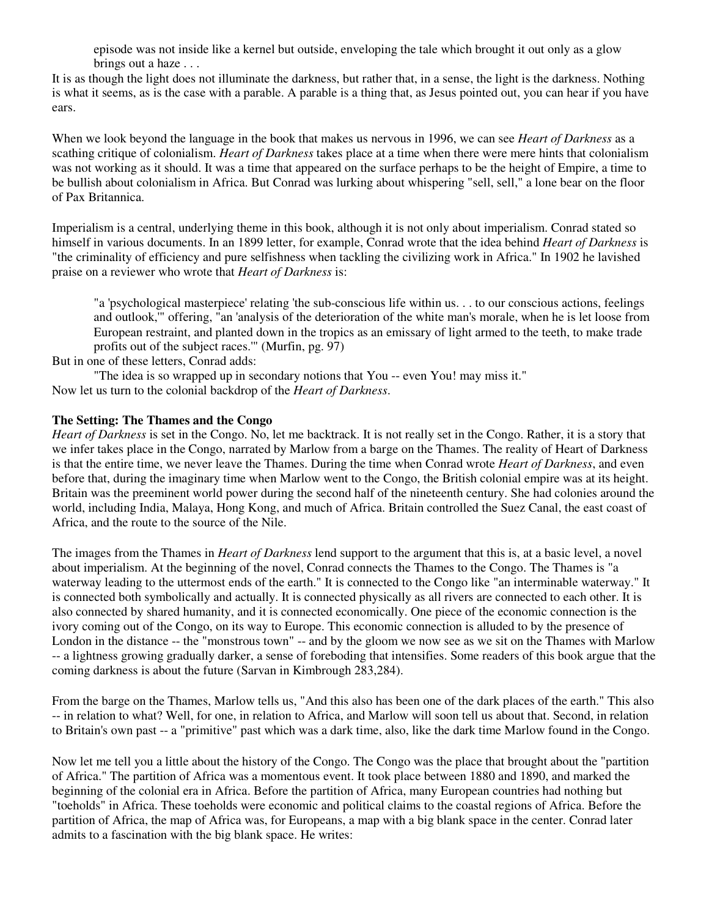> episode was not inside like a kernel but outside, enveloping the tale which brought it out only as a glow brings out a haze . . .

It is as though the light does not illuminate the darkness, but rather that, in a sense, the light is the darkness. Nothing is what it seems, as is the case with a parable. A parable is a thing that, as Jesus pointed out, you can hear if you have ears.

When we look beyond the language in the book that makes us nervous in 1996, we can see *Heart of Darkness* as a scathing critique of colonialism. *Heart of Darkness* takes place at a time when there were mere hints that colonialism was not working as it should. It was a time that appeared on the surface perhaps to be the height of Empire, a time to be bullish about colonialism in Africa. But Conrad was lurking about whispering "sell, sell," a lone bear on the floor of Pax Britannica.

Imperialism is a central, underlying theme in this book, although it is not only about imperialism. Conrad stated so himself in various documents. In an 1899 letter, for example, Conrad wrote that the idea behind *Heart of Darkness* is "the criminality of efficiency and pure selfishness when tackling the civilizing work in Africa." In 1902 he lavished praise on a reviewer who wrote that *Heart of Darkness* is:

> "a 'psychological masterpiece' relating 'the sub-conscious life within us. . . to our conscious actions, feelings and outlook,'" offering, "an 'analysis of the deterioration of the white man's morale, when he is let loose from European restraint, and planted down in the tropics as an emissary of light armed to the teeth, to make trade profits out of the subject races.'" (Murfin, pg. 97)

But in one of these letters, Conrad adds:

> "The idea is so wrapped up in secondary notions that You -- even You! may miss it."

Now let us turn to the colonial backdrop of the *Heart of Darkness*.

**The Setting: The Thames and the Congo**

*Heart of Darkness* is set in the Congo. No, let me backtrack. It is not really set in the Congo. Rather, it is a story that we infer takes place in the Congo, narrated by Marlow from a barge on the Thames. The reality of Heart of Darkness is that the entire time, we never leave the Thames. During the time when Conrad wrote *Heart of Darkness*, and even before that, during the imaginary time when Marlow went to the Congo, the British colonial empire was at its height. Britain was the preeminent world power during the second half of the nineteenth century. She had colonies around the world, including India, Malaya, Hong Kong, and much of Africa. Britain controlled the Suez Canal, the east coast of Africa, and the route to the source of the Nile.

The images from the Thames in *Heart of Darkness* lend support to the argument that this is, at a basic level, a novel about imperialism. At the beginning of the novel, Conrad connects the Thames to the Congo. The Thames is "a waterway leading to the uttermost ends of the earth." It is connected to the Congo like "an interminable waterway." It is connected both symbolically and actually. It is connected physically as all rivers are connected to each other. It is also connected by shared humanity, and it is connected economically. One piece of the economic connection is the ivory coming out of the Congo, on its way to Europe. This economic connection is alluded to by the presence of London in the distance -- the "monstrous town" -- and by the gloom we now see as we sit on the Thames with Marlow -- a lightness growing gradually darker, a sense of foreboding that intensifies. Some readers of this book argue that the coming darkness is about the future (Sarvan in Kimbrough 283,284).

From the barge on the Thames, Marlow tells us, "And this also has been one of the dark places of the earth." This also -- in relation to what? Well, for one, in relation to Africa, and Marlow will soon tell us about that. Second, in relation to Britain's own past -- a "primitive" past which was a dark time, also, like the dark time Marlow found in the Congo.

Now let me tell you a little about the history of the Congo. The Congo was the place that brought about the "partition of Africa." The partition of Africa was a momentous event. It took place between 1880 and 1890, and marked the beginning of the colonial era in Africa. Before the partition of Africa, many European countries had nothing but "toeholds" in Africa. These toeholds were economic and political claims to the coastal regions of Africa. Before the partition of Africa, the map of Africa was, for Europeans, a map with a big blank space in the center. Conrad later admits to a fascination with the big blank space. He writes: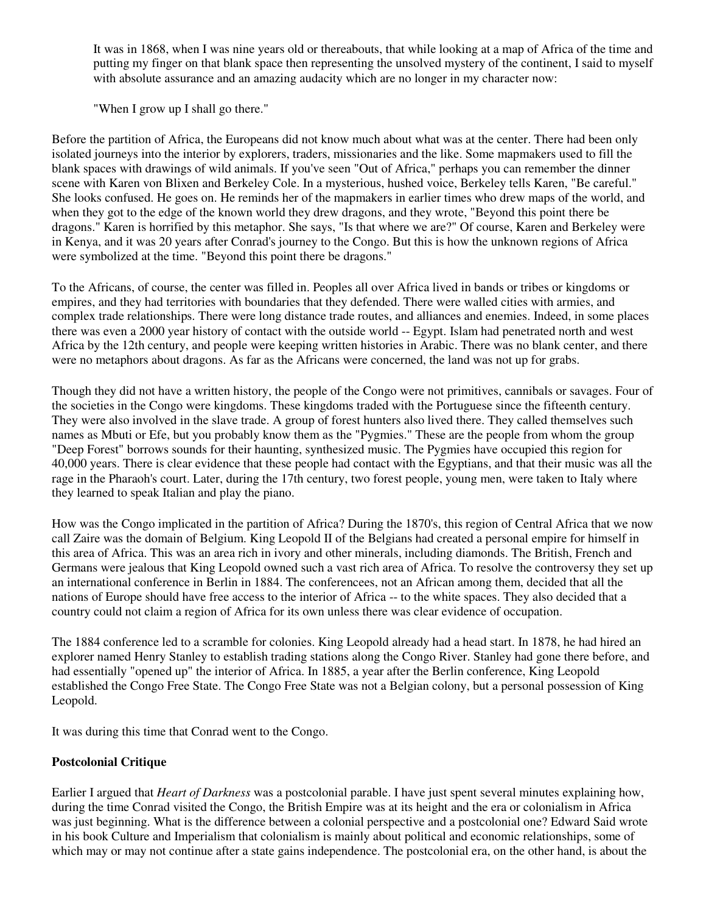> It was in 1868, when I was nine years old or thereabouts, that while looking at a map of Africa of the time and putting my finger on that blank space then representing the unsolved mystery of the continent, I said to myself with absolute assurance and an amazing audacity which are no longer in my character now:
>
> "When I grow up I shall go there."

Before the partition of Africa, the Europeans did not know much about what was at the center. There had been only isolated journeys into the interior by explorers, traders, missionaries and the like. Some mapmakers used to fill the blank spaces with drawings of wild animals. If you've seen "Out of Africa," perhaps you can remember the dinner scene with Karen von Blixen and Berkeley Cole. In a mysterious, hushed voice, Berkeley tells Karen, "Be careful." She looks confused. He goes on. He reminds her of the mapmakers in earlier times who drew maps of the world, and when they got to the edge of the known world they drew dragons, and they wrote, "Beyond this point there be dragons." Karen is horrified by this metaphor. She says, "Is that where we are?" Of course, Karen and Berkeley were in Kenya, and it was 20 years after Conrad's journey to the Congo. But this is how the unknown regions of Africa were symbolized at the time. "Beyond this point there be dragons."

To the Africans, of course, the center was filled in. Peoples all over Africa lived in bands or tribes or kingdoms or empires, and they had territories with boundaries that they defended. There were walled cities with armies, and complex trade relationships. There were long distance trade routes, and alliances and enemies. Indeed, in some places there was even a 2000 year history of contact with the outside world -- Egypt. Islam had penetrated north and west Africa by the 12th century, and people were keeping written histories in Arabic. There was no blank center, and there were no metaphors about dragons. As far as the Africans were concerned, the land was not up for grabs.

Though they did not have a written history, the people of the Congo were not primitives, cannibals or savages. Four of the societies in the Congo were kingdoms. These kingdoms traded with the Portuguese since the fifteenth century. They were also involved in the slave trade. A group of forest hunters also lived there. They called themselves such names as Mbuti or Efe, but you probably know them as the "Pygmies." These are the people from whom the group "Deep Forest" borrows sounds for their haunting, synthesized music. The Pygmies have occupied this region for 40,000 years. There is clear evidence that these people had contact with the Egyptians, and that their music was all the rage in the Pharaoh's court. Later, during the 17th century, two forest people, young men, were taken to Italy where they learned to speak Italian and play the piano.

How was the Congo implicated in the partition of Africa? During the 1870's, this region of Central Africa that we now call Zaire was the domain of Belgium. King Leopold II of the Belgians had created a personal empire for himself in this area of Africa. This was an area rich in ivory and other minerals, including diamonds. The British, French and Germans were jealous that King Leopold owned such a vast rich area of Africa. To resolve the controversy they set up an international conference in Berlin in 1884. The conferencees, not an African among them, decided that all the nations of Europe should have free access to the interior of Africa -- to the white spaces. They also decided that a country could not claim a region of Africa for its own unless there was clear evidence of occupation.

The 1884 conference led to a scramble for colonies. King Leopold already had a head start. In 1878, he had hired an explorer named Henry Stanley to establish trading stations along the Congo River. Stanley had gone there before, and had essentially "opened up" the interior of Africa. In 1885, a year after the Berlin conference, King Leopold established the Congo Free State. The Congo Free State was not a Belgian colony, but a personal possession of King Leopold.

It was during this time that Conrad went to the Congo.

**Postcolonial Critique**

Earlier I argued that *Heart of Darkness* was a postcolonial parable. I have just spent several minutes explaining how, during the time Conrad visited the Congo, the British Empire was at its height and the era or colonialism in Africa was just beginning. What is the difference between a colonial perspective and a postcolonial one? Edward Said wrote in his book Culture and Imperialism that colonialism is mainly about political and economic relationships, some of which may or may not continue after a state gains independence. The postcolonial era, on the other hand, is about the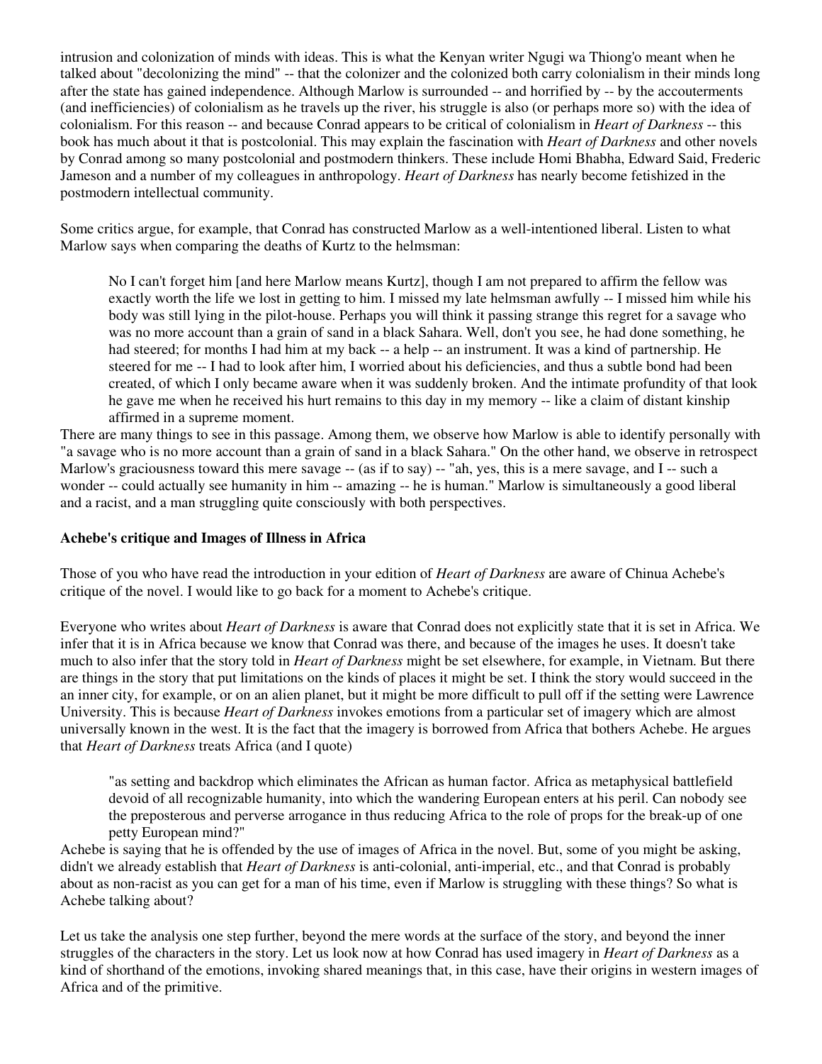intrusion and colonization of minds with ideas. This is what the Kenyan writer Ngugi wa Thiong'o meant when he talked about "decolonizing the mind" -- that the colonizer and the colonized both carry colonialism in their minds long after the state has gained independence. Although Marlow is surrounded -- and horrified by -- by the accouterments (and inefficiencies) of colonialism as he travels up the river, his struggle is also (or perhaps more so) with the idea of colonialism. For this reason -- and because Conrad appears to be critical of colonialism in *Heart of Darkness* -- this book has much about it that is postcolonial. This may explain the fascination with *Heart of Darkness* and other novels by Conrad among so many postcolonial and postmodern thinkers. These include Homi Bhabha, Edward Said, Frederic Jameson and a number of my colleagues in anthropology. *Heart of Darkness* has nearly become fetishized in the postmodern intellectual community.

Some critics argue, for example, that Conrad has constructed Marlow as a well-intentioned liberal. Listen to what Marlow says when comparing the deaths of Kurtz to the helmsman:

> No I can't forget him [and here Marlow means Kurtz], though I am not prepared to affirm the fellow was exactly worth the life we lost in getting to him. I missed my late helmsman awfully -- I missed him while his body was still lying in the pilot-house. Perhaps you will think it passing strange this regret for a savage who was no more account than a grain of sand in a black Sahara. Well, don't you see, he had done something, he had steered; for months I had him at my back -- a help -- an instrument. It was a kind of partnership. He steered for me -- I had to look after him, I worried about his deficiencies, and thus a subtle bond had been created, of which I only became aware when it was suddenly broken. And the intimate profundity of that look he gave me when he received his hurt remains to this day in my memory -- like a claim of distant kinship affirmed in a supreme moment.

There are many things to see in this passage. Among them, we observe how Marlow is able to identify personally with "a savage who is no more account than a grain of sand in a black Sahara." On the other hand, we observe in retrospect Marlow's graciousness toward this mere savage -- (as if to say) -- "ah, yes, this is a mere savage, and I -- such a wonder -- could actually see humanity in him -- amazing -- he is human." Marlow is simultaneously a good liberal and a racist, and a man struggling quite consciously with both perspectives.

### Achebe's critique and Images of Illness in Africa

Those of you who have read the introduction in your edition of *Heart of Darkness* are aware of Chinua Achebe's critique of the novel. I would like to go back for a moment to Achebe's critique.

Everyone who writes about *Heart of Darkness* is aware that Conrad does not explicitly state that it is set in Africa. We infer that it is in Africa because we know that Conrad was there, and because of the images he uses. It doesn't take much to also infer that the story told in *Heart of Darkness* might be set elsewhere, for example, in Vietnam. But there are things in the story that put limitations on the kinds of places it might be set. I think the story would succeed in the an inner city, for example, or on an alien planet, but it might be more difficult to pull off if the setting were Lawrence University. This is because *Heart of Darkness* invokes emotions from a particular set of imagery which are almost universally known in the west. It is the fact that the imagery is borrowed from Africa that bothers Achebe. He argues that *Heart of Darkness* treats Africa (and I quote)

> "as setting and backdrop which eliminates the African as human factor. Africa as metaphysical battlefield devoid of all recognizable humanity, into which the wandering European enters at his peril. Can nobody see the preposterous and perverse arrogance in thus reducing Africa to the role of props for the break-up of one petty European mind?"

Achebe is saying that he is offended by the use of images of Africa in the novel. But, some of you might be asking, didn't we already establish that *Heart of Darkness* is anti-colonial, anti-imperial, etc., and that Conrad is probably about as non-racist as you can get for a man of his time, even if Marlow is struggling with these things? So what is Achebe talking about?

Let us take the analysis one step further, beyond the mere words at the surface of the story, and beyond the inner struggles of the characters in the story. Let us look now at how Conrad has used imagery in *Heart of Darkness* as a kind of shorthand of the emotions, invoking shared meanings that, in this case, have their origins in western images of Africa and of the primitive.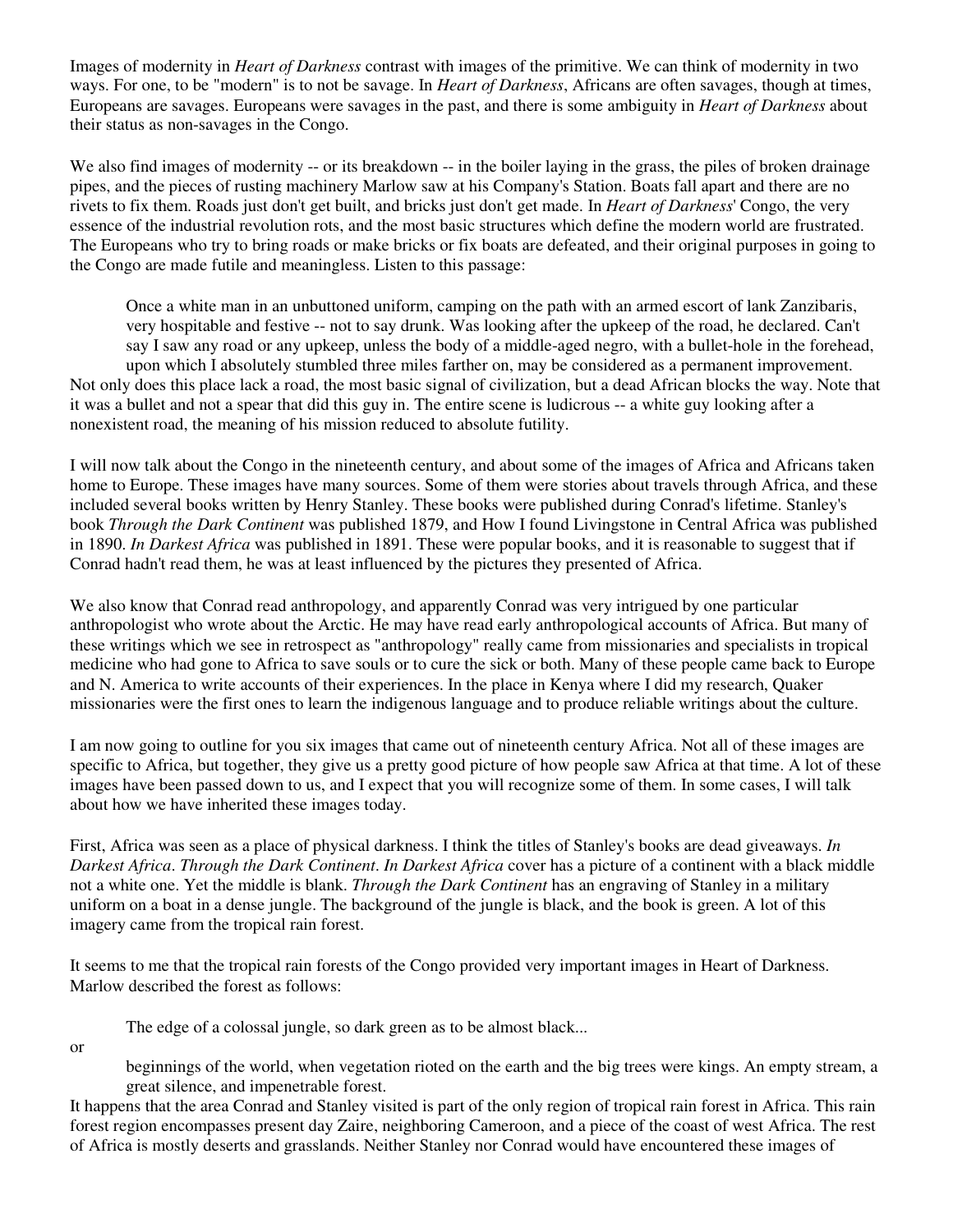Images of modernity in *Heart of Darkness* contrast with images of the primitive. We can think of modernity in two ways. For one, to be "modern" is to not be savage. In *Heart of Darkness*, Africans are often savages, though at times, Europeans are savages. Europeans were savages in the past, and there is some ambiguity in *Heart of Darkness* about their status as non-savages in the Congo.

We also find images of modernity -- or its breakdown -- in the boiler laying in the grass, the piles of broken drainage pipes, and the pieces of rusting machinery Marlow saw at his Company's Station. Boats fall apart and there are no rivets to fix them. Roads just don't get built, and bricks just don't get made. In *Heart of Darkness*' Congo, the very essence of the industrial revolution rots, and the most basic structures which define the modern world are frustrated. The Europeans who try to bring roads or make bricks or fix boats are defeated, and their original purposes in going to the Congo are made futile and meaningless. Listen to this passage:

> Once a white man in an unbuttoned uniform, camping on the path with an armed escort of lank Zanzibaris, very hospitable and festive -- not to say drunk. Was looking after the upkeep of the road, he declared. Can't say I saw any road or any upkeep, unless the body of a middle-aged negro, with a bullet-hole in the forehead, upon which I absolutely stumbled three miles farther on, may be considered as a permanent improvement.

Not only does this place lack a road, the most basic signal of civilization, but a dead African blocks the way. Note that it was a bullet and not a spear that did this guy in. The entire scene is ludicrous -- a white guy looking after a nonexistent road, the meaning of his mission reduced to absolute futility.

I will now talk about the Congo in the nineteenth century, and about some of the images of Africa and Africans taken home to Europe. These images have many sources. Some of them were stories about travels through Africa, and these included several books written by Henry Stanley. These books were published during Conrad's lifetime. Stanley's book *Through the Dark Continent* was published 1879, and How I found Livingstone in Central Africa was published in 1890. *In Darkest Africa* was published in 1891. These were popular books, and it is reasonable to suggest that if Conrad hadn't read them, he was at least influenced by the pictures they presented of Africa.

We also know that Conrad read anthropology, and apparently Conrad was very intrigued by one particular anthropologist who wrote about the Arctic. He may have read early anthropological accounts of Africa. But many of these writings which we see in retrospect as "anthropology" really came from missionaries and specialists in tropical medicine who had gone to Africa to save souls or to cure the sick or both. Many of these people came back to Europe and N. America to write accounts of their experiences. In the place in Kenya where I did my research, Quaker missionaries were the first ones to learn the indigenous language and to produce reliable writings about the culture.

I am now going to outline for you six images that came out of nineteenth century Africa. Not all of these images are specific to Africa, but together, they give us a pretty good picture of how people saw Africa at that time. A lot of these images have been passed down to us, and I expect that you will recognize some of them. In some cases, I will talk about how we have inherited these images today.

First, Africa was seen as a place of physical darkness. I think the titles of Stanley's books are dead giveaways. *In Darkest Africa*. *Through the Dark Continent*. *In Darkest Africa* cover has a picture of a continent with a black middle not a white one. Yet the middle is blank. *Through the Dark Continent* has an engraving of Stanley in a military uniform on a boat in a dense jungle. The background of the jungle is black, and the book is green. A lot of this imagery came from the tropical rain forest.

It seems to me that the tropical rain forests of the Congo provided very important images in Heart of Darkness. Marlow described the forest as follows:

> The edge of a colossal jungle, so dark green as to be almost black...

or

> beginnings of the world, when vegetation rioted on the earth and the big trees were kings. An empty stream, a great silence, and impenetrable forest.

It happens that the area Conrad and Stanley visited is part of the only region of tropical rain forest in Africa. This rain forest region encompasses present day Zaire, neighboring Cameroon, and a piece of the coast of west Africa. The rest of Africa is mostly deserts and grasslands. Neither Stanley nor Conrad would have encountered these images of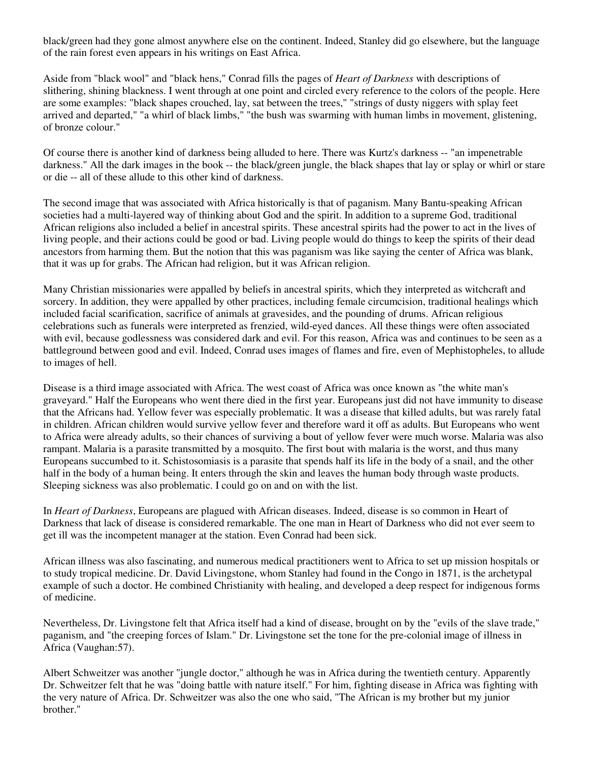black/green had they gone almost anywhere else on the continent. Indeed, Stanley did go elsewhere, but the language of the rain forest even appears in his writings on East Africa.

Aside from "black wool" and "black hens," Conrad fills the pages of *Heart of Darkness* with descriptions of slithering, shining blackness. I went through at one point and circled every reference to the colors of the people. Here are some examples: "black shapes crouched, lay, sat between the trees," "strings of dusty niggers with splay feet arrived and departed," "a whirl of black limbs," "the bush was swarming with human limbs in movement, glistening, of bronze colour."

Of course there is another kind of darkness being alluded to here. There was Kurtz's darkness -- "an impenetrable darkness." All the dark images in the book -- the black/green jungle, the black shapes that lay or splay or whirl or stare or die -- all of these allude to this other kind of darkness.

The second image that was associated with Africa historically is that of paganism. Many Bantu-speaking African societies had a multi-layered way of thinking about God and the spirit. In addition to a supreme God, traditional African religions also included a belief in ancestral spirits. These ancestral spirits had the power to act in the lives of living people, and their actions could be good or bad. Living people would do things to keep the spirits of their dead ancestors from harming them. But the notion that this was paganism was like saying the center of Africa was blank, that it was up for grabs. The African had religion, but it was African religion.

Many Christian missionaries were appalled by beliefs in ancestral spirits, which they interpreted as witchcraft and sorcery. In addition, they were appalled by other practices, including female circumcision, traditional healings which included facial scarification, sacrifice of animals at gravesides, and the pounding of drums. African religious celebrations such as funerals were interpreted as frenzied, wild-eyed dances. All these things were often associated with evil, because godlessness was considered dark and evil. For this reason, Africa was and continues to be seen as a battleground between good and evil. Indeed, Conrad uses images of flames and fire, even of Mephistopheles, to allude to images of hell.

Disease is a third image associated with Africa. The west coast of Africa was once known as "the white man's graveyard." Half the Europeans who went there died in the first year. Europeans just did not have immunity to disease that the Africans had. Yellow fever was especially problematic. It was a disease that killed adults, but was rarely fatal in children. African children would survive yellow fever and therefore ward it off as adults. But Europeans who went to Africa were already adults, so their chances of surviving a bout of yellow fever were much worse. Malaria was also rampant. Malaria is a parasite transmitted by a mosquito. The first bout with malaria is the worst, and thus many Europeans succumbed to it. Schistosomiasis is a parasite that spends half its life in the body of a snail, and the other half in the body of a human being. It enters through the skin and leaves the human body through waste products. Sleeping sickness was also problematic. I could go on and on with the list.

In *Heart of Darkness*, Europeans are plagued with African diseases. Indeed, disease is so common in Heart of Darkness that lack of disease is considered remarkable. The one man in Heart of Darkness who did not ever seem to get ill was the incompetent manager at the station. Even Conrad had been sick.

African illness was also fascinating, and numerous medical practitioners went to Africa to set up mission hospitals or to study tropical medicine. Dr. David Livingstone, whom Stanley had found in the Congo in 1871, is the archetypal example of such a doctor. He combined Christianity with healing, and developed a deep respect for indigenous forms of medicine.

Nevertheless, Dr. Livingstone felt that Africa itself had a kind of disease, brought on by the "evils of the slave trade," paganism, and "the creeping forces of Islam." Dr. Livingstone set the tone for the pre-colonial image of illness in Africa (Vaughan:57).

Albert Schweitzer was another "jungle doctor," although he was in Africa during the twentieth century. Apparently Dr. Schweitzer felt that he was "doing battle with nature itself." For him, fighting disease in Africa was fighting with the very nature of Africa. Dr. Schweitzer was also the one who said, "The African is my brother but my junior brother."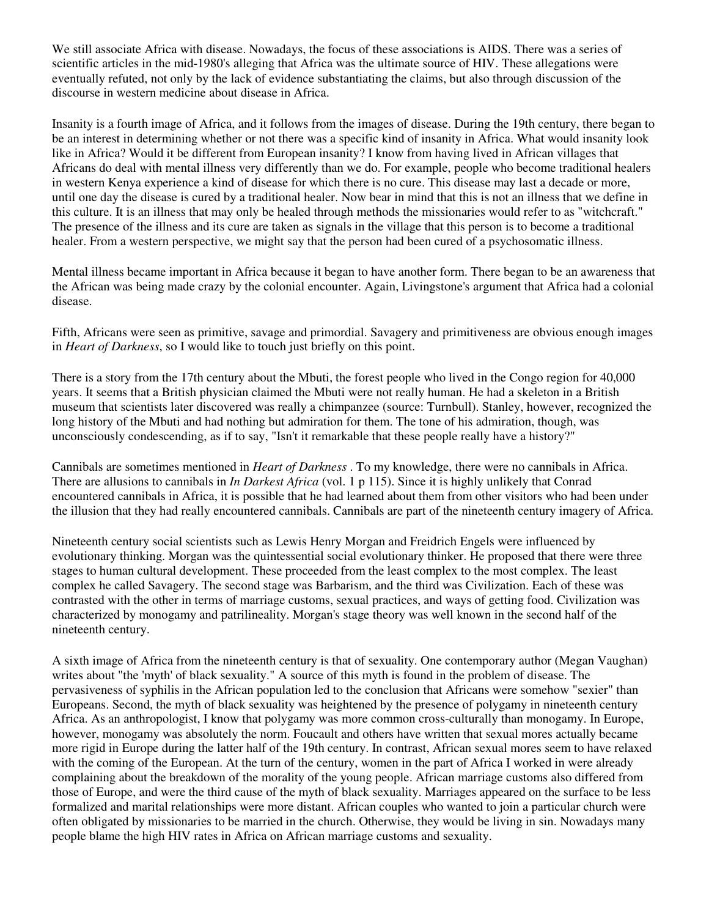We still associate Africa with disease. Nowadays, the focus of these associations is AIDS. There was a series of scientific articles in the mid-1980's alleging that Africa was the ultimate source of HIV. These allegations were eventually refuted, not only by the lack of evidence substantiating the claims, but also through discussion of the discourse in western medicine about disease in Africa.

Insanity is a fourth image of Africa, and it follows from the images of disease. During the 19th century, there began to be an interest in determining whether or not there was a specific kind of insanity in Africa. What would insanity look like in Africa? Would it be different from European insanity? I know from having lived in African villages that Africans do deal with mental illness very differently than we do. For example, people who become traditional healers in western Kenya experience a kind of disease for which there is no cure. This disease may last a decade or more, until one day the disease is cured by a traditional healer. Now bear in mind that this is not an illness that we define in this culture. It is an illness that may only be healed through methods the missionaries would refer to as "witchcraft." The presence of the illness and its cure are taken as signals in the village that this person is to become a traditional healer. From a western perspective, we might say that the person had been cured of a psychosomatic illness.

Mental illness became important in Africa because it began to have another form. There began to be an awareness that the African was being made crazy by the colonial encounter. Again, Livingstone's argument that Africa had a colonial disease.

Fifth, Africans were seen as primitive, savage and primordial. Savagery and primitiveness are obvious enough images in *Heart of Darkness*, so I would like to touch just briefly on this point.

There is a story from the 17th century about the Mbuti, the forest people who lived in the Congo region for 40,000 years. It seems that a British physician claimed the Mbuti were not really human. He had a skeleton in a British museum that scientists later discovered was really a chimpanzee (source: Turnbull). Stanley, however, recognized the long history of the Mbuti and had nothing but admiration for them. The tone of his admiration, though, was unconsciously condescending, as if to say, "Isn't it remarkable that these people really have a history?"

Cannibals are sometimes mentioned in *Heart of Darkness* . To my knowledge, there were no cannibals in Africa. There are allusions to cannibals in *In Darkest Africa* (vol. 1 p 115). Since it is highly unlikely that Conrad encountered cannibals in Africa, it is possible that he had learned about them from other visitors who had been under the illusion that they had really encountered cannibals. Cannibals are part of the nineteenth century imagery of Africa.

Nineteenth century social scientists such as Lewis Henry Morgan and Freidrich Engels were influenced by evolutionary thinking. Morgan was the quintessential social evolutionary thinker. He proposed that there were three stages to human cultural development. These proceeded from the least complex to the most complex. The least complex he called Savagery. The second stage was Barbarism, and the third was Civilization. Each of these was contrasted with the other in terms of marriage customs, sexual practices, and ways of getting food. Civilization was characterized by monogamy and patrilineality. Morgan's stage theory was well known in the second half of the nineteenth century.

A sixth image of Africa from the nineteenth century is that of sexuality. One contemporary author (Megan Vaughan) writes about "the 'myth' of black sexuality." A source of this myth is found in the problem of disease. The pervasiveness of syphilis in the African population led to the conclusion that Africans were somehow "sexier" than Europeans. Second, the myth of black sexuality was heightened by the presence of polygamy in nineteenth century Africa. As an anthropologist, I know that polygamy was more common cross-culturally than monogamy. In Europe, however, monogamy was absolutely the norm. Foucault and others have written that sexual mores actually became more rigid in Europe during the latter half of the 19th century. In contrast, African sexual mores seem to have relaxed with the coming of the European. At the turn of the century, women in the part of Africa I worked in were already complaining about the breakdown of the morality of the young people. African marriage customs also differed from those of Europe, and were the third cause of the myth of black sexuality. Marriages appeared on the surface to be less formalized and marital relationships were more distant. African couples who wanted to join a particular church were often obligated by missionaries to be married in the church. Otherwise, they would be living in sin. Nowadays many people blame the high HIV rates in Africa on African marriage customs and sexuality.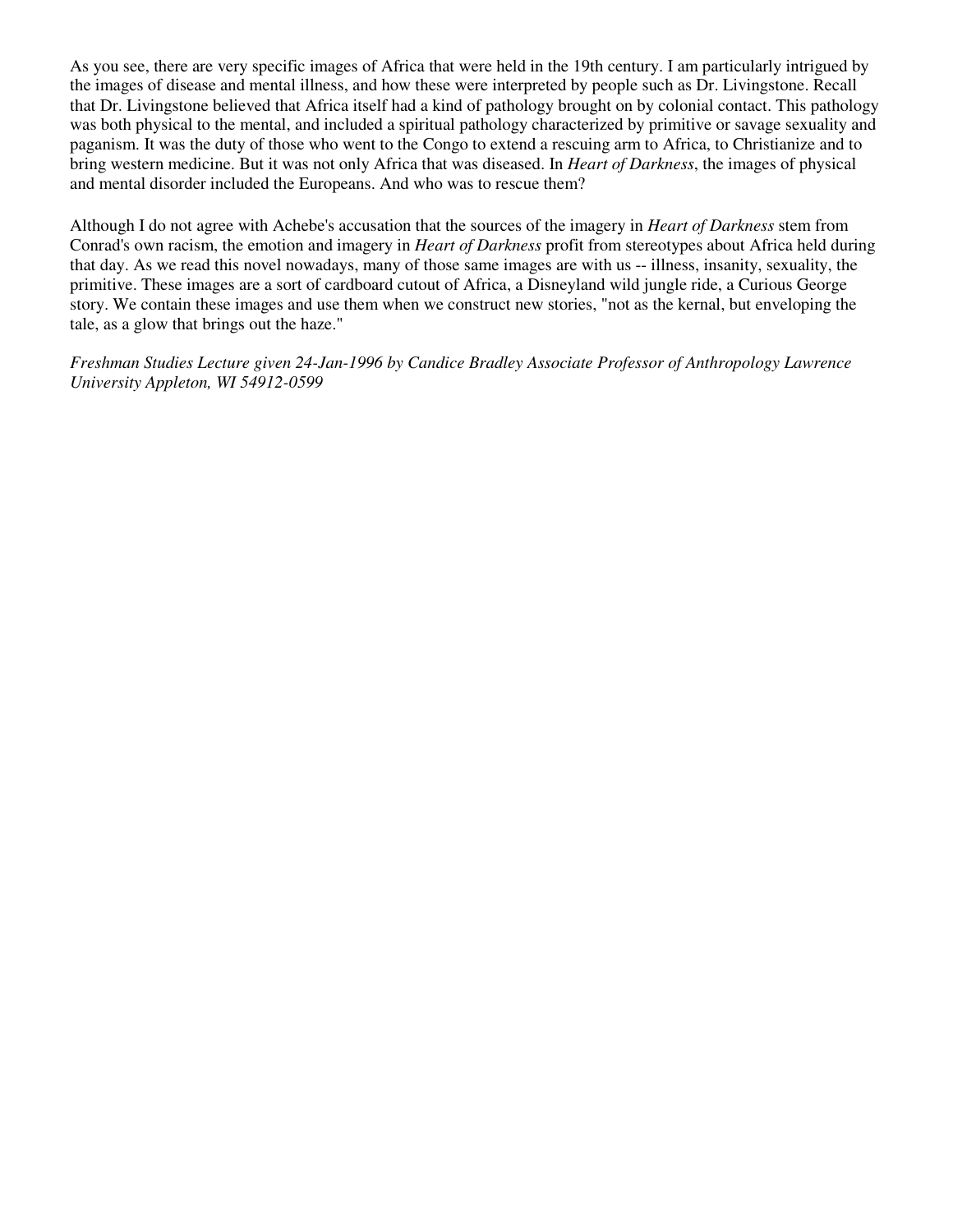As you see, there are very specific images of Africa that were held in the 19th century. I am particularly intrigued by the images of disease and mental illness, and how these were interpreted by people such as Dr. Livingstone. Recall that Dr. Livingstone believed that Africa itself had a kind of pathology brought on by colonial contact. This pathology was both physical to the mental, and included a spiritual pathology characterized by primitive or savage sexuality and paganism. It was the duty of those who went to the Congo to extend a rescuing arm to Africa, to Christianize and to bring western medicine. But it was not only Africa that was diseased. In *Heart of Darkness*, the images of physical and mental disorder included the Europeans. And who was to rescue them?

Although I do not agree with Achebe's accusation that the sources of the imagery in *Heart of Darkness* stem from Conrad's own racism, the emotion and imagery in *Heart of Darkness* profit from stereotypes about Africa held during that day. As we read this novel nowadays, many of those same images are with us -- illness, insanity, sexuality, the primitive. These images are a sort of cardboard cutout of Africa, a Disneyland wild jungle ride, a Curious George story. We contain these images and use them when we construct new stories, "not as the kernal, but enveloping the tale, as a glow that brings out the haze."

*Freshman Studies Lecture given 24-Jan-1996 by Candice Bradley Associate Professor of Anthropology Lawrence University Appleton, WI 54912-0599*